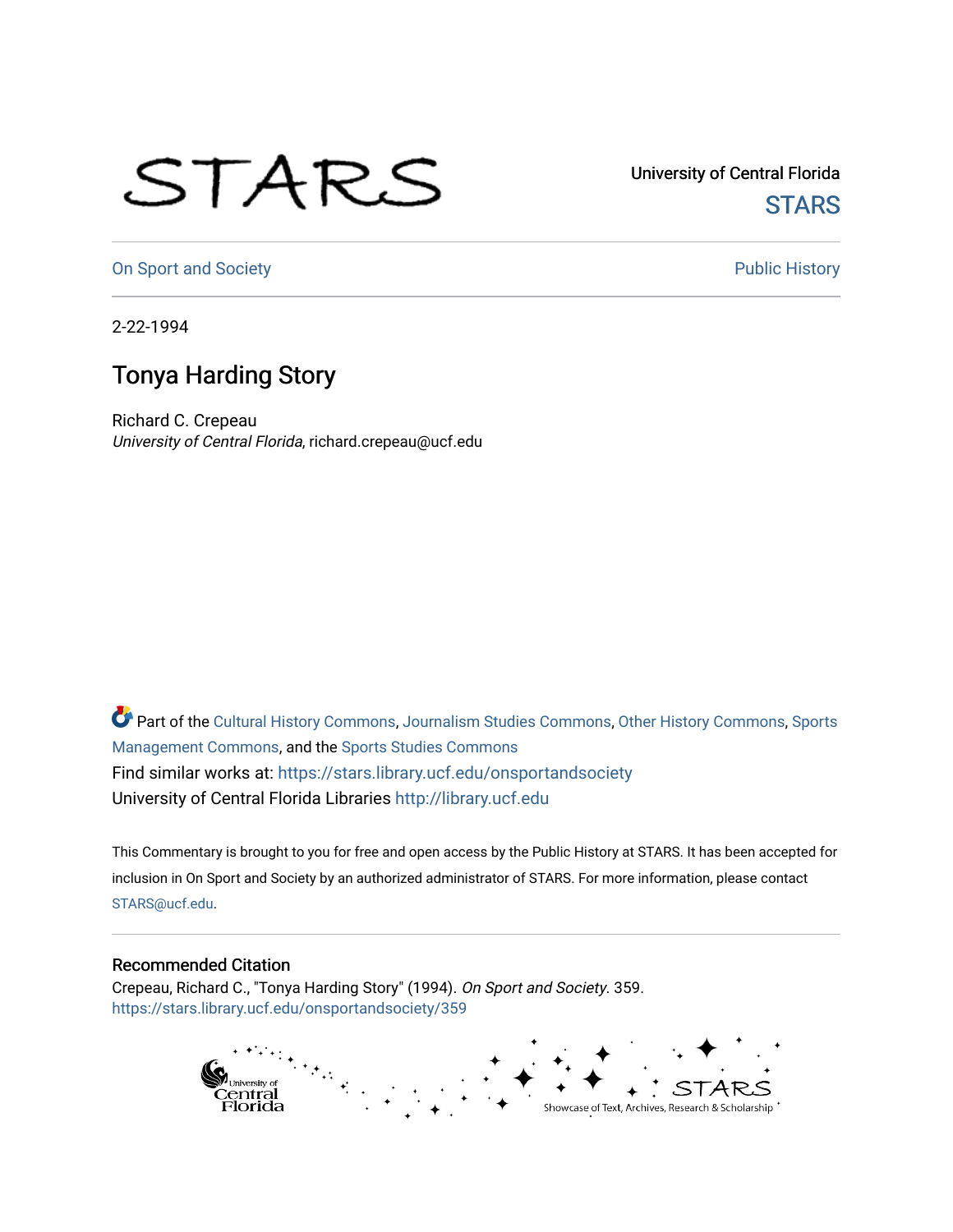University of Central Florida

STARS

On Sport and Society

Public History

2-22-1994

# Tonya Harding Story

Richard C. Crepeau
*University of Central Florida*, richard.crepeau@ucf.edu

Part of the Cultural History Commons, Journalism Studies Commons, Other History Commons, Sports Management Commons, and the Sports Studies Commons
Find similar works at: https://stars.library.ucf.edu/onsportandsociety
University of Central Florida Libraries http://library.ucf.edu

This Commentary is brought to you for free and open access by the Public History at STARS. It has been accepted for inclusion in On Sport and Society by an authorized administrator of STARS. For more information, please contact STARS@ucf.edu.

## Recommended Citation

Crepeau, Richard C., "Tonya Harding Story" (1994). *On Sport and Society*. 359.
https://stars.library.ucf.edu/onsportandsociety/359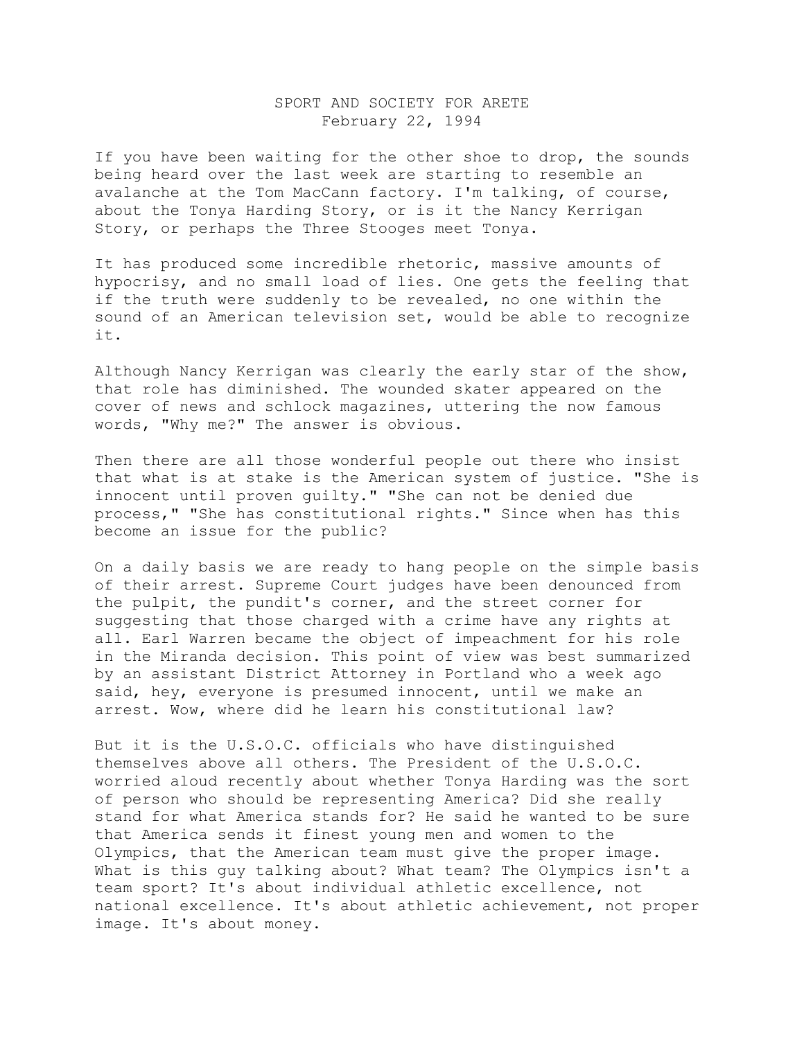SPORT AND SOCIETY FOR ARETE
February 22, 1994

If you have been waiting for the other shoe to drop, the sounds being heard over the last week are starting to resemble an avalanche at the Tom MacCann factory. I'm talking, of course, about the Tonya Harding Story, or is it the Nancy Kerrigan Story, or perhaps the Three Stooges meet Tonya.

It has produced some incredible rhetoric, massive amounts of hypocrisy, and no small load of lies. One gets the feeling that if the truth were suddenly to be revealed, no one within the sound of an American television set, would be able to recognize it.

Although Nancy Kerrigan was clearly the early star of the show, that role has diminished. The wounded skater appeared on the cover of news and schlock magazines, uttering the now famous words, "Why me?" The answer is obvious.

Then there are all those wonderful people out there who insist that what is at stake is the American system of justice. "She is innocent until proven guilty." "She can not be denied due process," "She has constitutional rights." Since when has this become an issue for the public?

On a daily basis we are ready to hang people on the simple basis of their arrest. Supreme Court judges have been denounced from the pulpit, the pundit's corner, and the street corner for suggesting that those charged with a crime have any rights at all. Earl Warren became the object of impeachment for his role in the Miranda decision. This point of view was best summarized by an assistant District Attorney in Portland who a week ago said, hey, everyone is presumed innocent, until we make an arrest. Wow, where did he learn his constitutional law?

But it is the U.S.O.C. officials who have distinguished themselves above all others. The President of the U.S.O.C. worried aloud recently about whether Tonya Harding was the sort of person who should be representing America? Did she really stand for what America stands for? He said he wanted to be sure that America sends it finest young men and women to the Olympics, that the American team must give the proper image. What is this guy talking about? What team? The Olympics isn't a team sport? It's about individual athletic excellence, not national excellence. It's about athletic achievement, not proper image. It's about money.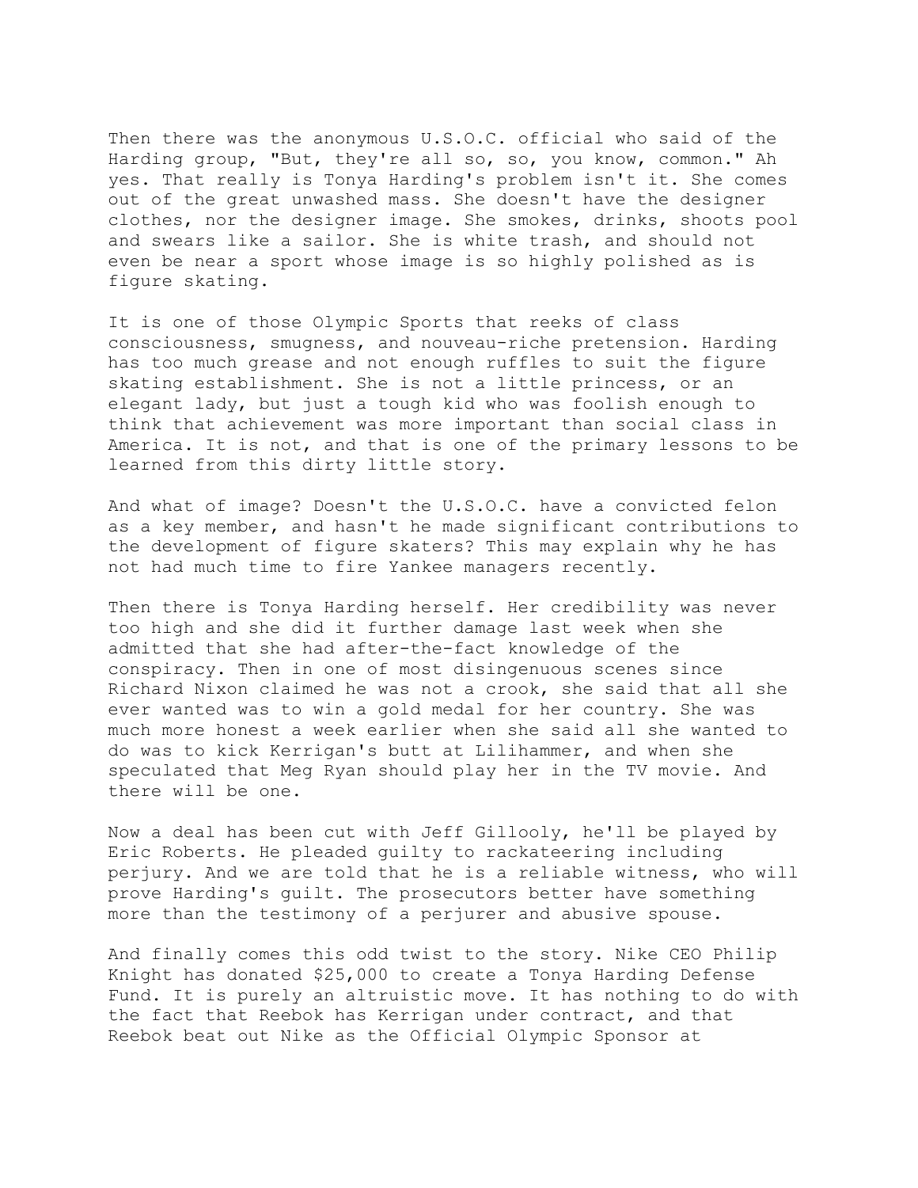Then there was the anonymous U.S.O.C. official who said of the Harding group, "But, they're all so, so, you know, common." Ah yes. That really is Tonya Harding's problem isn't it. She comes out of the great unwashed mass. She doesn't have the designer clothes, nor the designer image. She smokes, drinks, shoots pool and swears like a sailor. She is white trash, and should not even be near a sport whose image is so highly polished as is figure skating.

It is one of those Olympic Sports that reeks of class consciousness, smugness, and nouveau-riche pretension. Harding has too much grease and not enough ruffles to suit the figure skating establishment. She is not a little princess, or an elegant lady, but just a tough kid who was foolish enough to think that achievement was more important than social class in America. It is not, and that is one of the primary lessons to be learned from this dirty little story.

And what of image? Doesn't the U.S.O.C. have a convicted felon as a key member, and hasn't he made significant contributions to the development of figure skaters? This may explain why he has not had much time to fire Yankee managers recently.

Then there is Tonya Harding herself. Her credibility was never too high and she did it further damage last week when she admitted that she had after-the-fact knowledge of the conspiracy. Then in one of most disingenuous scenes since Richard Nixon claimed he was not a crook, she said that all she ever wanted was to win a gold medal for her country. She was much more honest a week earlier when she said all she wanted to do was to kick Kerrigan's butt at Lilihammer, and when she speculated that Meg Ryan should play her in the TV movie. And there will be one.

Now a deal has been cut with Jeff Gillooly, he'll be played by Eric Roberts. He pleaded guilty to rackateering including perjury. And we are told that he is a reliable witness, who will prove Harding's guilt. The prosecutors better have something more than the testimony of a perjurer and abusive spouse.

And finally comes this odd twist to the story. Nike CEO Philip Knight has donated $25,000 to create a Tonya Harding Defense Fund. It is purely an altruistic move. It has nothing to do with the fact that Reebok has Kerrigan under contract, and that Reebok beat out Nike as the Official Olympic Sponsor at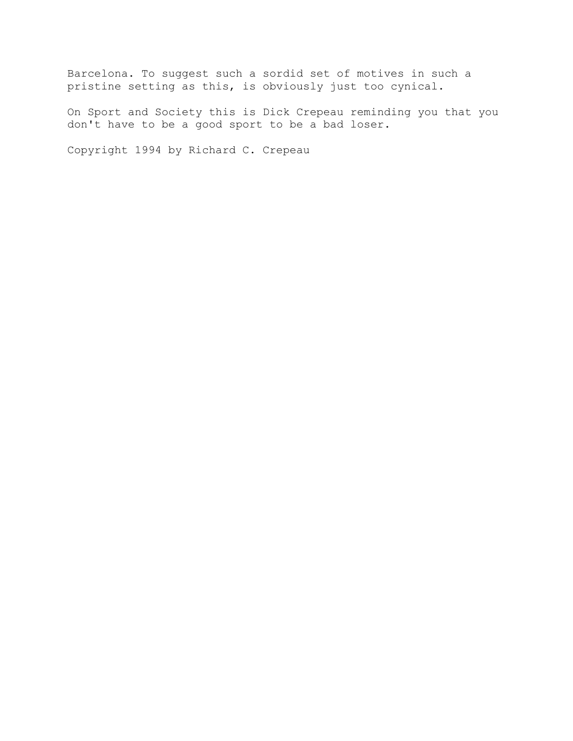Barcelona. To suggest such a sordid set of motives in such a pristine setting as this, is obviously just too cynical.

On Sport and Society this is Dick Crepeau reminding you that you don't have to be a good sport to be a bad loser.

Copyright 1994 by Richard C. Crepeau